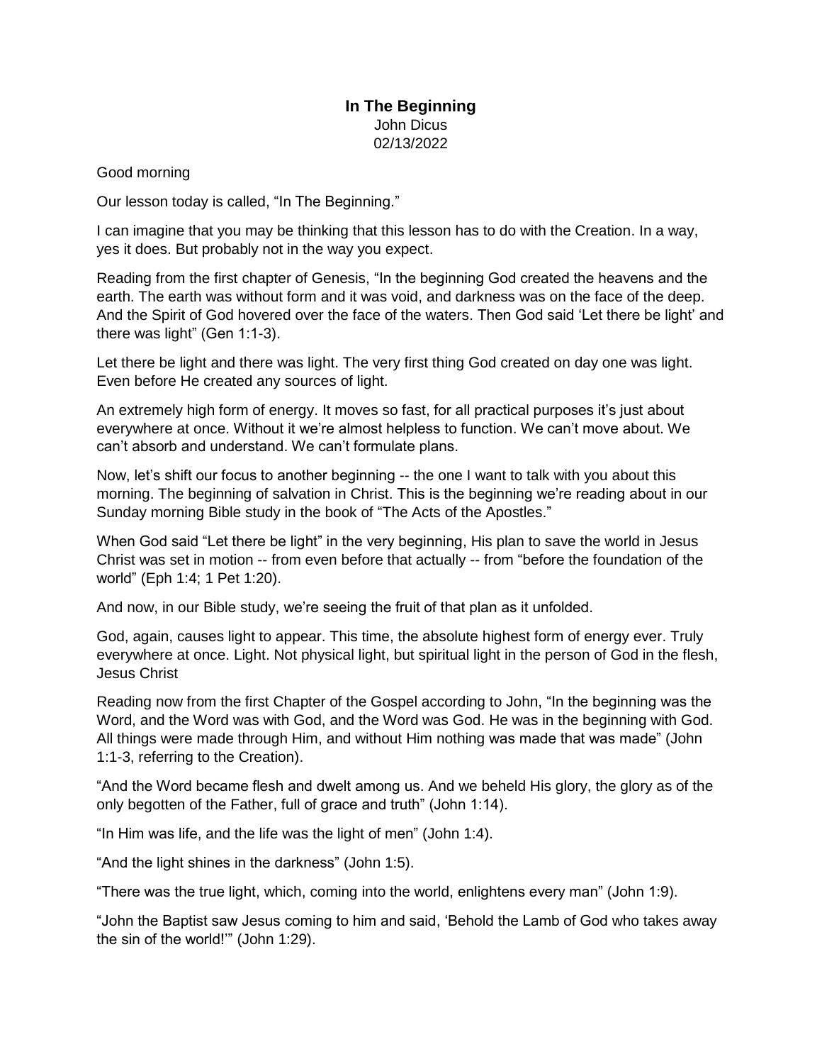# In The Beginning

John Dicus
02/13/2022

Good morning

Our lesson today is called, "In The Beginning."

I can imagine that you may be thinking that this lesson has to do with the Creation. In a way, yes it does. But probably not in the way you expect.

Reading from the first chapter of Genesis, "In the beginning God created the heavens and the earth. The earth was without form and it was void, and darkness was on the face of the deep. And the Spirit of God hovered over the face of the waters. Then God said 'Let there be light' and there was light" (Gen 1:1-3).

Let there be light and there was light. The very first thing God created on day one was light. Even before He created any sources of light.

An extremely high form of energy. It moves so fast, for all practical purposes it's just about everywhere at once. Without it we're almost helpless to function. We can't move about. We can't absorb and understand. We can't formulate plans.

Now, let's shift our focus to another beginning -- the one I want to talk with you about this morning. The beginning of salvation in Christ. This is the beginning we're reading about in our Sunday morning Bible study in the book of "The Acts of the Apostles."

When God said "Let there be light" in the very beginning, His plan to save the world in Jesus Christ was set in motion -- from even before that actually -- from "before the foundation of the world" (Eph 1:4; 1 Pet 1:20).

And now, in our Bible study, we're seeing the fruit of that plan as it unfolded.

God, again, causes light to appear. This time, the absolute highest form of energy ever. Truly everywhere at once. Light. Not physical light, but spiritual light in the person of God in the flesh, Jesus Christ

Reading now from the first Chapter of the Gospel according to John, "In the beginning was the Word, and the Word was with God, and the Word was God. He was in the beginning with God. All things were made through Him, and without Him nothing was made that was made" (John 1:1-3, referring to the Creation).

"And the Word became flesh and dwelt among us. And we beheld His glory, the glory as of the only begotten of the Father, full of grace and truth" (John 1:14).

"In Him was life, and the life was the light of men" (John 1:4).

"And the light shines in the darkness" (John 1:5).

"There was the true light, which, coming into the world, enlightens every man" (John 1:9).

"John the Baptist saw Jesus coming to him and said, 'Behold the Lamb of God who takes away the sin of the world!'" (John 1:29).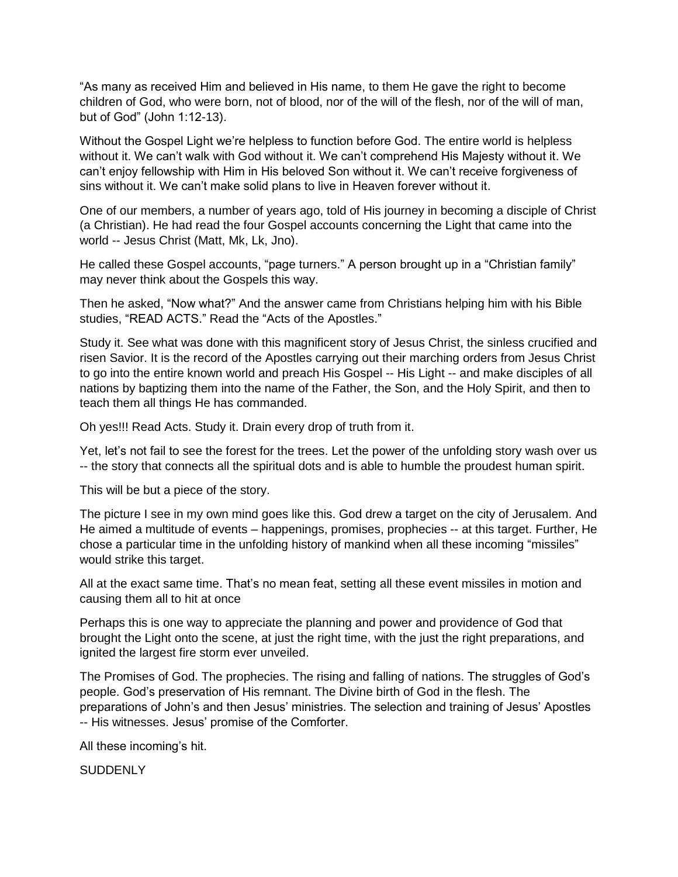"As many as received Him and believed in His name, to them He gave the right to become children of God, who were born, not of blood, nor of the will of the flesh, nor of the will of man, but of God" (John 1:12-13).

Without the Gospel Light we're helpless to function before God. The entire world is helpless without it. We can't walk with God without it. We can't comprehend His Majesty without it. We can't enjoy fellowship with Him in His beloved Son without it. We can't receive forgiveness of sins without it. We can't make solid plans to live in Heaven forever without it.

One of our members, a number of years ago, told of His journey in becoming a disciple of Christ (a Christian). He had read the four Gospel accounts concerning the Light that came into the world -- Jesus Christ (Matt, Mk, Lk, Jno).

He called these Gospel accounts, "page turners." A person brought up in a "Christian family" may never think about the Gospels this way.

Then he asked, "Now what?" And the answer came from Christians helping him with his Bible studies, "READ ACTS." Read the "Acts of the Apostles."

Study it. See what was done with this magnificent story of Jesus Christ, the sinless crucified and risen Savior. It is the record of the Apostles carrying out their marching orders from Jesus Christ to go into the entire known world and preach His Gospel -- His Light -- and make disciples of all nations by baptizing them into the name of the Father, the Son, and the Holy Spirit, and then to teach them all things He has commanded.

Oh yes!!! Read Acts. Study it. Drain every drop of truth from it.

Yet, let's not fail to see the forest for the trees. Let the power of the unfolding story wash over us -- the story that connects all the spiritual dots and is able to humble the proudest human spirit.

This will be but a piece of the story.

The picture I see in my own mind goes like this. God drew a target on the city of Jerusalem. And He aimed a multitude of events – happenings, promises, prophecies -- at this target. Further, He chose a particular time in the unfolding history of mankind when all these incoming "missiles" would strike this target.

All at the exact same time. That's no mean feat, setting all these event missiles in motion and causing them all to hit at once

Perhaps this is one way to appreciate the planning and power and providence of God that brought the Light onto the scene, at just the right time, with the just the right preparations, and ignited the largest fire storm ever unveiled.

The Promises of God. The prophecies. The rising and falling of nations. The struggles of God's people. God's preservation of His remnant. The Divine birth of God in the flesh. The preparations of John's and then Jesus' ministries. The selection and training of Jesus' Apostles -- His witnesses. Jesus' promise of the Comforter.

All these incoming's hit.

SUDDENLY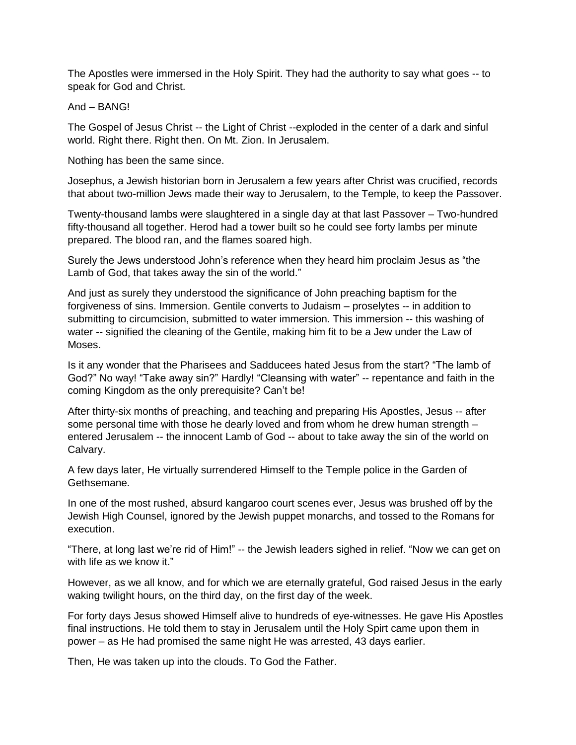The Apostles were immersed in the Holy Spirit. They had the authority to say what goes -- to speak for God and Christ.

And – BANG!

The Gospel of Jesus Christ -- the Light of Christ --exploded in the center of a dark and sinful world. Right there. Right then. On Mt. Zion. In Jerusalem.

Nothing has been the same since.

Josephus, a Jewish historian born in Jerusalem a few years after Christ was crucified, records that about two-million Jews made their way to Jerusalem, to the Temple, to keep the Passover.

Twenty-thousand lambs were slaughtered in a single day at that last Passover – Two-hundred fifty-thousand all together. Herod had a tower built so he could see forty lambs per minute prepared. The blood ran, and the flames soared high.

Surely the Jews understood John's reference when they heard him proclaim Jesus as "the Lamb of God, that takes away the sin of the world."

And just as surely they understood the significance of John preaching baptism for the forgiveness of sins. Immersion. Gentile converts to Judaism – proselytes -- in addition to submitting to circumcision, submitted to water immersion. This immersion -- this washing of water -- signified the cleaning of the Gentile, making him fit to be a Jew under the Law of Moses.

Is it any wonder that the Pharisees and Sadducees hated Jesus from the start? "The lamb of God?" No way! "Take away sin?" Hardly! "Cleansing with water" -- repentance and faith in the coming Kingdom as the only prerequisite? Can't be!

After thirty-six months of preaching, and teaching and preparing His Apostles, Jesus -- after some personal time with those he dearly loved and from whom he drew human strength – entered Jerusalem -- the innocent Lamb of God -- about to take away the sin of the world on Calvary.

A few days later, He virtually surrendered Himself to the Temple police in the Garden of Gethsemane.

In one of the most rushed, absurd kangaroo court scenes ever, Jesus was brushed off by the Jewish High Counsel, ignored by the Jewish puppet monarchs, and tossed to the Romans for execution.

"There, at long last we're rid of Him!" -- the Jewish leaders sighed in relief. "Now we can get on with life as we know it."

However, as we all know, and for which we are eternally grateful, God raised Jesus in the early waking twilight hours, on the third day, on the first day of the week.

For forty days Jesus showed Himself alive to hundreds of eye-witnesses. He gave His Apostles final instructions. He told them to stay in Jerusalem until the Holy Spirt came upon them in power – as He had promised the same night He was arrested, 43 days earlier.

Then, He was taken up into the clouds. To God the Father.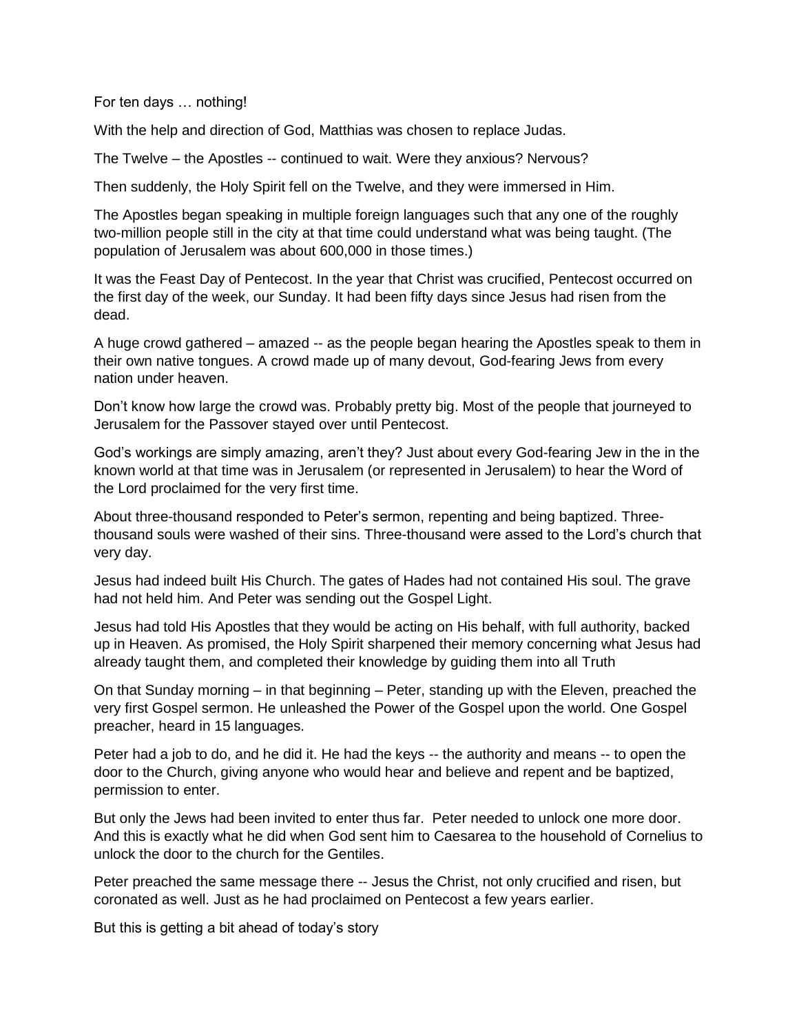For ten days … nothing!

With the help and direction of God, Matthias was chosen to replace Judas.

The Twelve – the Apostles -- continued to wait. Were they anxious? Nervous?

Then suddenly, the Holy Spirit fell on the Twelve, and they were immersed in Him.

The Apostles began speaking in multiple foreign languages such that any one of the roughly two-million people still in the city at that time could understand what was being taught. (The population of Jerusalem was about 600,000 in those times.)

It was the Feast Day of Pentecost. In the year that Christ was crucified, Pentecost occurred on the first day of the week, our Sunday. It had been fifty days since Jesus had risen from the dead.

A huge crowd gathered – amazed -- as the people began hearing the Apostles speak to them in their own native tongues. A crowd made up of many devout, God-fearing Jews from every nation under heaven.

Don't know how large the crowd was. Probably pretty big. Most of the people that journeyed to Jerusalem for the Passover stayed over until Pentecost.

God's workings are simply amazing, aren't they? Just about every God-fearing Jew in the in the known world at that time was in Jerusalem (or represented in Jerusalem) to hear the Word of the Lord proclaimed for the very first time.

About three-thousand responded to Peter's sermon, repenting and being baptized. Three-thousand souls were washed of their sins. Three-thousand were assed to the Lord's church that very day.

Jesus had indeed built His Church. The gates of Hades had not contained His soul. The grave had not held him. And Peter was sending out the Gospel Light.

Jesus had told His Apostles that they would be acting on His behalf, with full authority, backed up in Heaven. As promised, the Holy Spirit sharpened their memory concerning what Jesus had already taught them, and completed their knowledge by guiding them into all Truth

On that Sunday morning – in that beginning – Peter, standing up with the Eleven, preached the very first Gospel sermon. He unleashed the Power of the Gospel upon the world. One Gospel preacher, heard in 15 languages.

Peter had a job to do, and he did it. He had the keys -- the authority and means -- to open the door to the Church, giving anyone who would hear and believe and repent and be baptized, permission to enter.

But only the Jews had been invited to enter thus far. Peter needed to unlock one more door. And this is exactly what he did when God sent him to Caesarea to the household of Cornelius to unlock the door to the church for the Gentiles.

Peter preached the same message there -- Jesus the Christ, not only crucified and risen, but coronated as well. Just as he had proclaimed on Pentecost a few years earlier.

But this is getting a bit ahead of today's story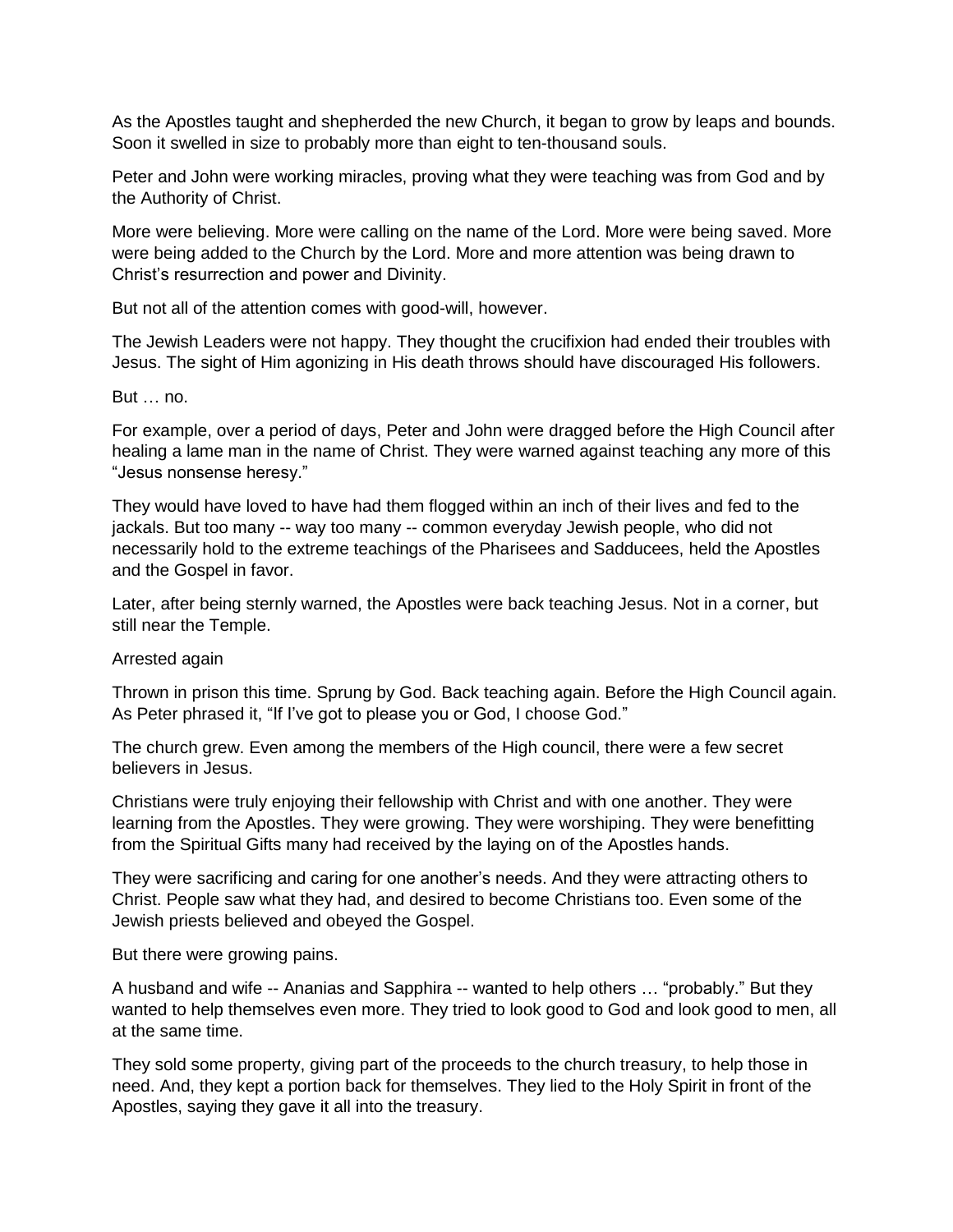As the Apostles taught and shepherded the new Church, it began to grow by leaps and bounds. Soon it swelled in size to probably more than eight to ten-thousand souls.

Peter and John were working miracles, proving what they were teaching was from God and by the Authority of Christ.

More were believing. More were calling on the name of the Lord. More were being saved. More were being added to the Church by the Lord. More and more attention was being drawn to Christ's resurrection and power and Divinity.

But not all of the attention comes with good-will, however.

The Jewish Leaders were not happy. They thought the crucifixion had ended their troubles with Jesus. The sight of Him agonizing in His death throws should have discouraged His followers.

But … no.

For example, over a period of days, Peter and John were dragged before the High Council after healing a lame man in the name of Christ. They were warned against teaching any more of this "Jesus nonsense heresy."

They would have loved to have had them flogged within an inch of their lives and fed to the jackals. But too many -- way too many -- common everyday Jewish people, who did not necessarily hold to the extreme teachings of the Pharisees and Sadducees, held the Apostles and the Gospel in favor.

Later, after being sternly warned, the Apostles were back teaching Jesus. Not in a corner, but still near the Temple.

Arrested again

Thrown in prison this time. Sprung by God. Back teaching again. Before the High Council again. As Peter phrased it, "If I've got to please you or God, I choose God."

The church grew. Even among the members of the High council, there were a few secret believers in Jesus.

Christians were truly enjoying their fellowship with Christ and with one another. They were learning from the Apostles. They were growing. They were worshiping. They were benefitting from the Spiritual Gifts many had received by the laying on of the Apostles hands.

They were sacrificing and caring for one another's needs. And they were attracting others to Christ. People saw what they had, and desired to become Christians too. Even some of the Jewish priests believed and obeyed the Gospel.

But there were growing pains.

A husband and wife -- Ananias and Sapphira -- wanted to help others … "probably." But they wanted to help themselves even more. They tried to look good to God and look good to men, all at the same time.

They sold some property, giving part of the proceeds to the church treasury, to help those in need. And, they kept a portion back for themselves. They lied to the Holy Spirit in front of the Apostles, saying they gave it all into the treasury.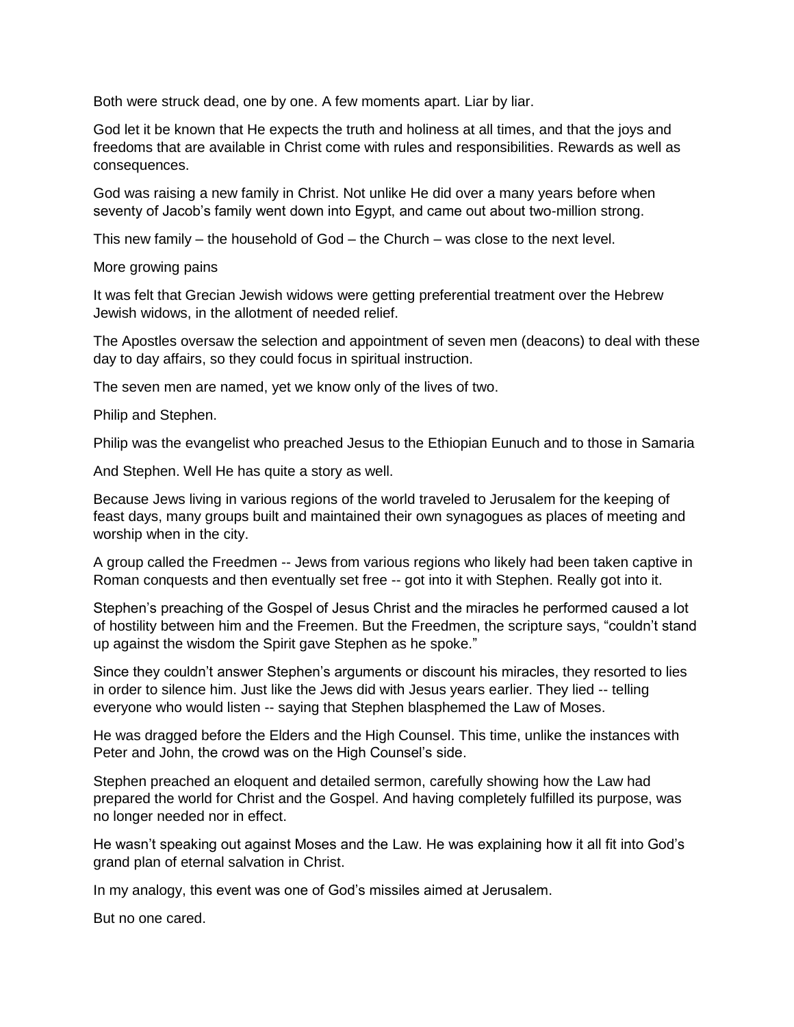Both were struck dead, one by one. A few moments apart. Liar by liar.

God let it be known that He expects the truth and holiness at all times, and that the joys and freedoms that are available in Christ come with rules and responsibilities. Rewards as well as consequences.

God was raising a new family in Christ. Not unlike He did over a many years before when seventy of Jacob's family went down into Egypt, and came out about two-million strong.

This new family – the household of God – the Church – was close to the next level.

More growing pains

It was felt that Grecian Jewish widows were getting preferential treatment over the Hebrew Jewish widows, in the allotment of needed relief.

The Apostles oversaw the selection and appointment of seven men (deacons) to deal with these day to day affairs, so they could focus in spiritual instruction.

The seven men are named, yet we know only of the lives of two.

Philip and Stephen.

Philip was the evangelist who preached Jesus to the Ethiopian Eunuch and to those in Samaria

And Stephen. Well He has quite a story as well.

Because Jews living in various regions of the world traveled to Jerusalem for the keeping of feast days, many groups built and maintained their own synagogues as places of meeting and worship when in the city.

A group called the Freedmen -- Jews from various regions who likely had been taken captive in Roman conquests and then eventually set free -- got into it with Stephen. Really got into it.

Stephen's preaching of the Gospel of Jesus Christ and the miracles he performed caused a lot of hostility between him and the Freemen. But the Freedmen, the scripture says, "couldn't stand up against the wisdom the Spirit gave Stephen as he spoke."

Since they couldn't answer Stephen's arguments or discount his miracles, they resorted to lies in order to silence him. Just like the Jews did with Jesus years earlier. They lied -- telling everyone who would listen -- saying that Stephen blasphemed the Law of Moses.

He was dragged before the Elders and the High Counsel. This time, unlike the instances with Peter and John, the crowd was on the High Counsel's side.

Stephen preached an eloquent and detailed sermon, carefully showing how the Law had prepared the world for Christ and the Gospel. And having completely fulfilled its purpose, was no longer needed nor in effect.

He wasn't speaking out against Moses and the Law. He was explaining how it all fit into God's grand plan of eternal salvation in Christ.

In my analogy, this event was one of God's missiles aimed at Jerusalem.

But no one cared.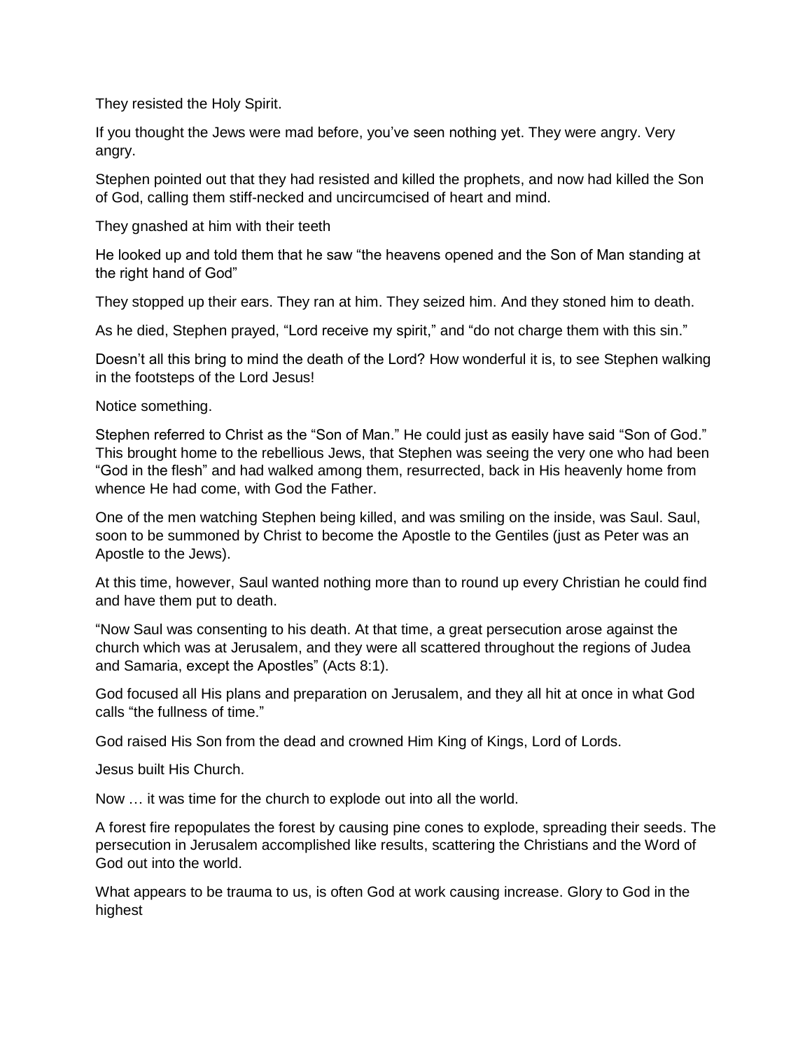They resisted the Holy Spirit.

If you thought the Jews were mad before, you've seen nothing yet. They were angry. Very angry.

Stephen pointed out that they had resisted and killed the prophets, and now had killed the Son of God, calling them stiff-necked and uncircumcised of heart and mind.

They gnashed at him with their teeth

He looked up and told them that he saw "the heavens opened and the Son of Man standing at the right hand of God"

They stopped up their ears. They ran at him. They seized him. And they stoned him to death.

As he died, Stephen prayed, "Lord receive my spirit," and "do not charge them with this sin."

Doesn't all this bring to mind the death of the Lord? How wonderful it is, to see Stephen walking in the footsteps of the Lord Jesus!

Notice something.

Stephen referred to Christ as the "Son of Man." He could just as easily have said "Son of God." This brought home to the rebellious Jews, that Stephen was seeing the very one who had been "God in the flesh" and had walked among them, resurrected, back in His heavenly home from whence He had come, with God the Father.

One of the men watching Stephen being killed, and was smiling on the inside, was Saul. Saul, soon to be summoned by Christ to become the Apostle to the Gentiles (just as Peter was an Apostle to the Jews).

At this time, however, Saul wanted nothing more than to round up every Christian he could find and have them put to death.

"Now Saul was consenting to his death. At that time, a great persecution arose against the church which was at Jerusalem, and they were all scattered throughout the regions of Judea and Samaria, except the Apostles" (Acts 8:1).

God focused all His plans and preparation on Jerusalem, and they all hit at once in what God calls "the fullness of time."

God raised His Son from the dead and crowned Him King of Kings, Lord of Lords.

Jesus built His Church.

Now … it was time for the church to explode out into all the world.

A forest fire repopulates the forest by causing pine cones to explode, spreading their seeds. The persecution in Jerusalem accomplished like results, scattering the Christians and the Word of God out into the world.

What appears to be trauma to us, is often God at work causing increase. Glory to God in the highest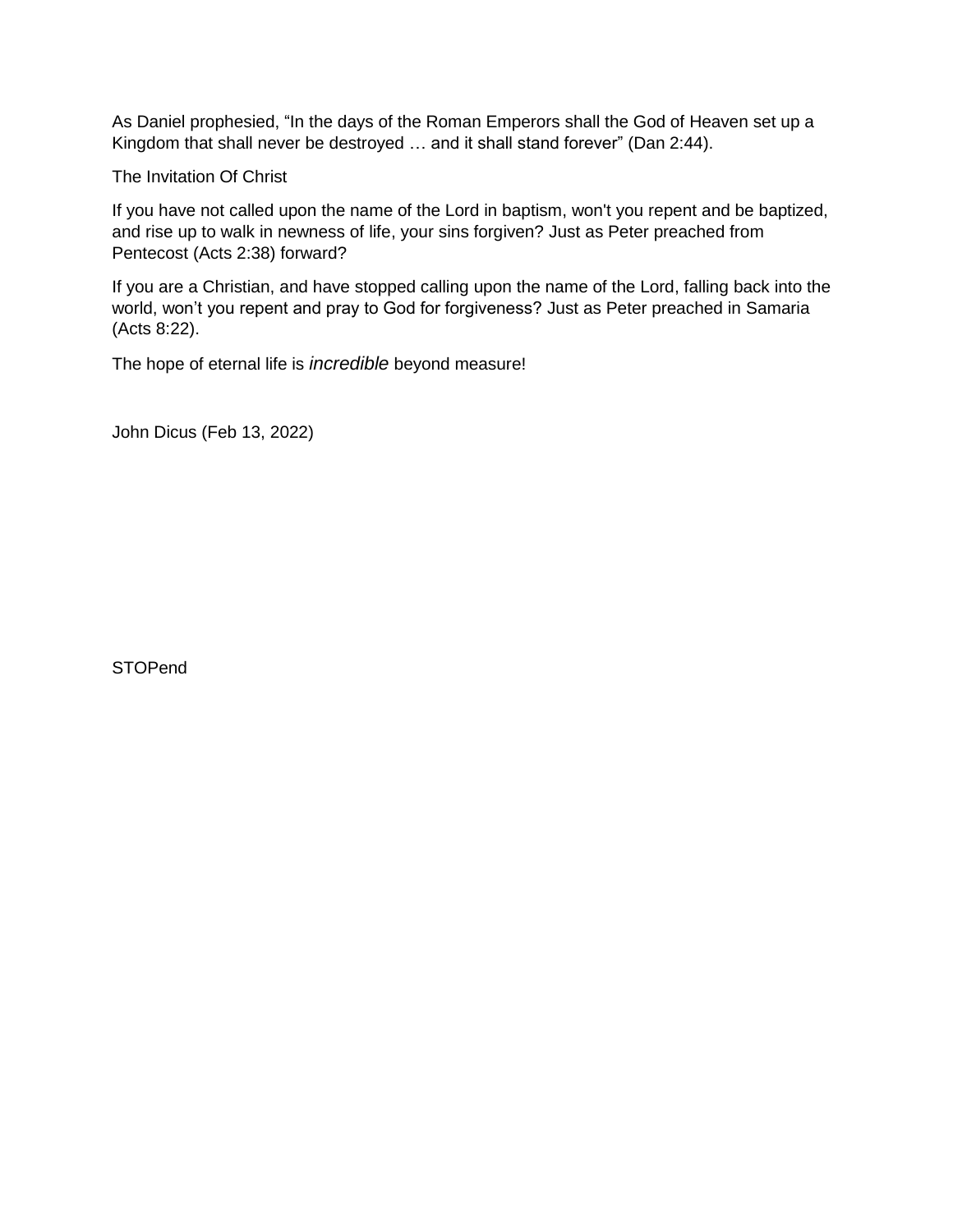As Daniel prophesied, “In the days of the Roman Emperors shall the God of Heaven set up a Kingdom that shall never be destroyed … and it shall stand forever” (Dan 2:44).

The Invitation Of Christ

If you have not called upon the name of the Lord in baptism, won't you repent and be baptized, and rise up to walk in newness of life, your sins forgiven? Just as Peter preached from Pentecost (Acts 2:38) forward?

If you are a Christian, and have stopped calling upon the name of the Lord, falling back into the world, won’t you repent and pray to God for forgiveness? Just as Peter preached in Samaria (Acts 8:22).

The hope of eternal life is *incredible* beyond measure!

John Dicus (Feb 13, 2022)

STOPend